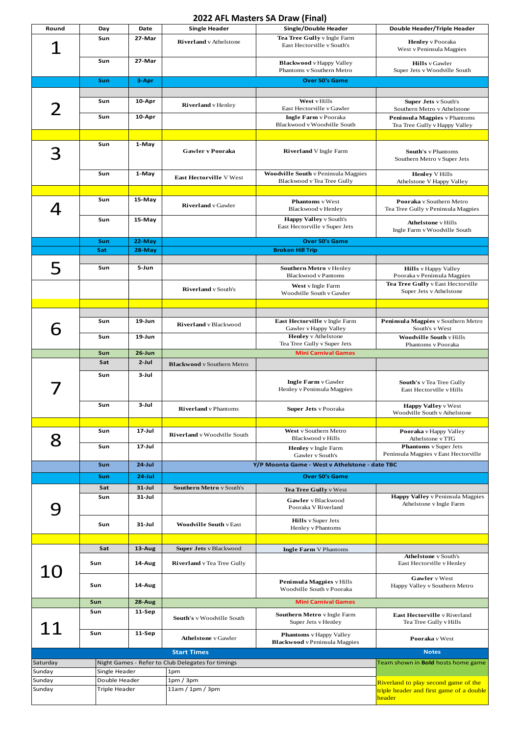# 2022 AFL Masters SA Draw (Final)

| Round | Day | Date | Single Header | Single/Double Header | Double Header/Triple Header |
|---|---|---|---|---|---|
| 1 | Sun | 27-Mar | **Riverland** v Athelstone | **Tea Tree Gully** v Ingle Farm<br>East Hectorville v South's | **Henley** v Pooraka<br>West v Peninsula Magpies |
| | Sun | 27-Mar | | **Blackwood** v Happy Valley<br>Phantoms v Southern Metro | **Hills** v Gawler<br>Super Jets v Woodville South |
| | Sun | 3-Apr | Over 50's Game | | |
| 2 | | | | | |
| | Sun | 10-Apr | **Riverland** v Henley | **West** v Hills<br>East Hectorville v Gawler | **Super Jets** v South's<br>Southern Metro v Athelstone |
| | Sun | 10-Apr | | **Ingle Farm** v Pooraka<br>Blackwood v Woodville South | **Peninsula Magpies** v Phantoms<br>Tea Tree Gully v Happy Valley |
| | | | | | |
| 3 | Sun | 1-May | **Gawler v Pooraka** | **Riverland** V Ingle Farm | **South's** v Phantoms<br>Southern Metro v Super Jets |
| | Sun | 1-May | **East Hectorville** V West | **Woodville South** v Peninsula Magpies<br>Blackwood v Tea Tree Gully | **Henley** V Hills<br>Athelstone V Happy Valley |
| | | | | | |
| 4 | Sun | 15-May | **Riverland** v Gawler | **Phantoms** v West<br>Blackwood v Henley | **Pooraka** v Southern Metro<br>Tea Tree Gully v Peninsula Magpies |
| | Sun | 15-May | | **Happy Valley** v South's<br>East Hectorville v Super Jets | **Athelstone** v Hills<br>Ingle Farm v Woodville South |
| | Sun | 22-May | Over 50's Game | | |
| | Sat | 28-May | Broken Hill Trip | | |
| 5 | | | | | |
| | Sun | 5-Jun | | **Southern Metro** v Henley<br>Blackwood v Pantoms | **Hills** v Happy Valley<br>Pooraka v Peninsula Magpies |
| | | | **Riverland** v South's | **West** v Ingle Farm<br>Woodville South v Gawler | **Tea Tree Gully** v East Hectorville<br>Super Jets v Athelstone |
| | | | | | |
| 6 | | | | | |
| | Sun | 19-Jun | **Riverland** v Blackwood | **East Hectorville** v Ingle Farm<br>Gawler v Happy Valley | **Peninsula Magpies** v Southern Metro<br>South's v West |
| | Sun | 19-Jun | | **Henley** v Athelstone<br>Tea Tree Gully v Super Jets | **Woodville South** v Hills<br>Phantoms v Pooraka |
| | Sun | 26-Jun | Mini Carnival Games | | |
| 7 | Sat | 2-Jul | **Blackwood** v Southern Metro | | |
| | Sun | 3-Jul | | **Ingle Farm** v Gawler<br>Henley v Peninsula Magpies | **South's** v Tea Tree Gully<br>East Hectorville v Hills |
| | Sun | 3-Jul | **Riverland** v Phantoms | **Super Jets** v Pooraka | **Happy Valley** v West<br>Woodville South v Athelstone |
| | | | | | |
| 8 | Sun | 17-Jul | **Riverland** v Woodville South | **West** v Southern Metro<br>Blackwood v Hills | **Pooraka** v Happy Valley<br>Athelstone v TTG |
| | Sun | 17-Jul | | **Henley** v Ingle Farm<br>Gawler v South's | **Phantoms** v Super Jets<br>Peninsula Magpies v East Hectorville |
| | Sun | 24-Jul | Y/P Moonta Game - West v Athelstone - date TBC | | |
| | Sun | 24-Jul | Over 50's Game | | |
| 9 | Sat | 31-Jul | **Southern Metro** v South's | **Tea Tree Gully** v West | |
| | Sun | 31-Jul | | **Gawler** v Blackwood<br>Pooraka V Riverland | **Happy Valley** v Peninsula Magpies<br>Athelstone v Ingle Farm |
| | Sun | 31-Jul | **Woodville South** v East | **Hills** v Super Jets<br>Henley v Phantoms | |
| | | | | | |
| 10 | Sat | 13-Aug | **Super Jets** v Blackwood | **Ingle Farm** V Phantoms | |
| | Sun | 14-Aug | **Riverland** v Tea Tree Gully | | **Athelstone** v South's<br>East Hectorville v Henley |
| | Sun | 14-Aug | | **Peninsula Magpies** v Hills<br>Woodville South v Pooraka | **Gawler** v West<br>Happy Valley v Southern Metro |
| | Sun | 28-Aug | Mini Carnival Games | | |
| 11 | Sun | 11-Sep | **South's** v Woodville South | **Southern Metro** v Ingle Farm<br>Super Jets v Henley | **East Hectorville** v Riverland<br>Tea Tree Gully v Hills |
| | Sun | 11-Sep | **Athelstone** v Gawler | **Phantoms** v Happy Valley<br>**Blackwood** v Peninsula Magpies | **Pooraka** v West |

| Start Times | | | Notes |
|---|---|---|---|
| Saturday | Night Games - Refer to Club Delegates for timings | | Team shown in **Bold** hosts home game |
| Sunday | Single Header | 1pm | Riverland to play second game of the triple header and first game of a double header |
| Sunday | Double Header | 1pm / 3pm | |
| Sunday | Triple Header | 11am / 1pm / 3pm | |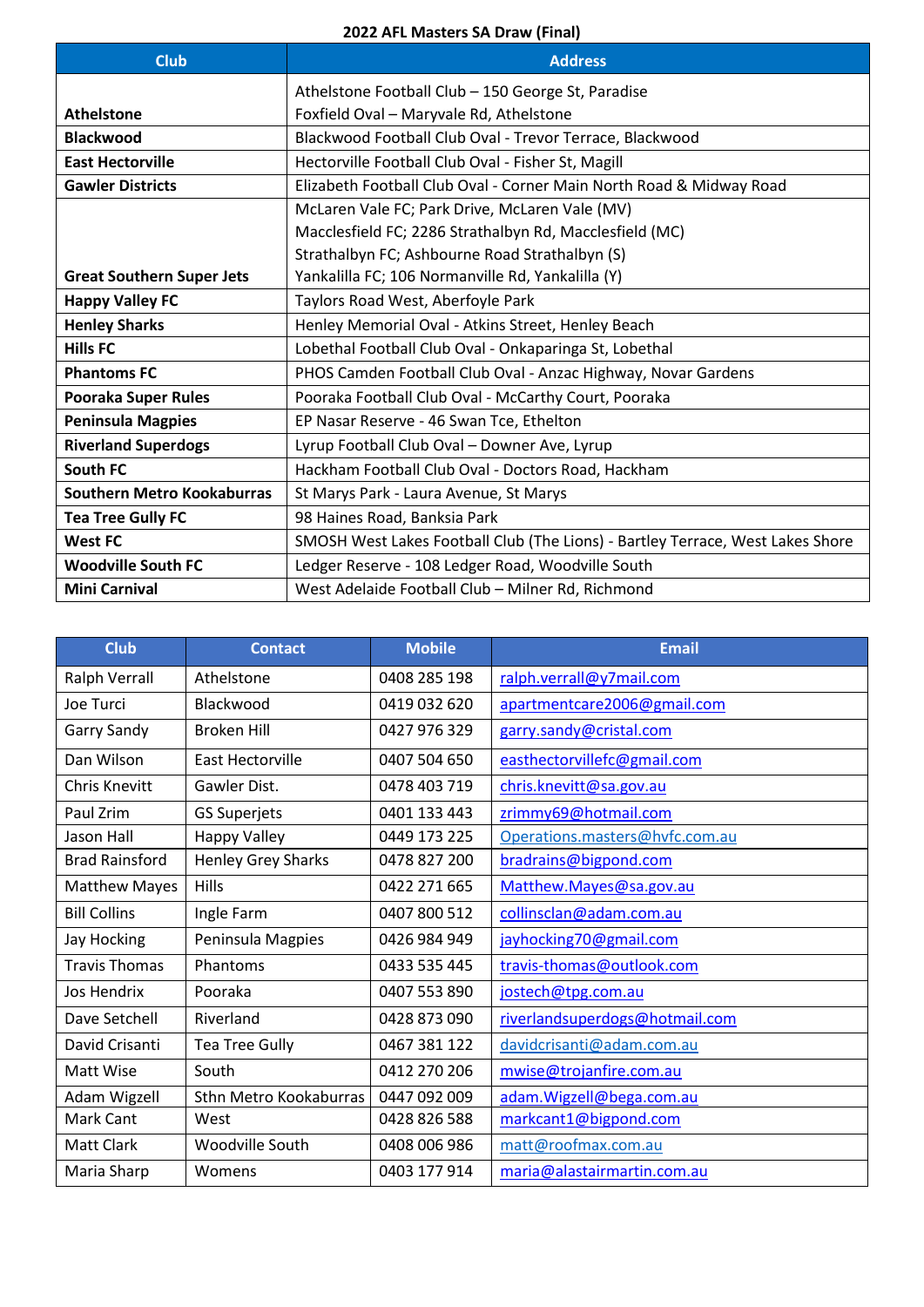**2022 AFL Masters SA Draw (Final)**

| Club | Address |
|---|---|
| Athelstone | Athelstone Football Club – 150 George St, Paradise<br>Foxfield Oval – Maryvale Rd, Athelstone |
| Blackwood | Blackwood Football Club Oval - Trevor Terrace, Blackwood |
| East Hectorville | Hectorville Football Club Oval - Fisher St, Magill |
| Gawler Districts | Elizabeth Football Club Oval - Corner Main North Road & Midway Road |
| Great Southern Super Jets | McLaren Vale FC; Park Drive, McLaren Vale (MV)<br>Macclesfield FC; 2286 Strathalbyn Rd, Macclesfield (MC)<br>Strathalbyn FC; Ashbourne Road Strathalbyn (S)<br>Yankalilla FC; 106 Normanville Rd, Yankalilla (Y) |
| Happy Valley FC | Taylors Road West, Aberfoyle Park |
| Henley Sharks | Henley Memorial Oval - Atkins Street, Henley Beach |
| Hills FC | Lobethal Football Club Oval - Onkaparinga St, Lobethal |
| Phantoms FC | PHOS Camden Football Club Oval - Anzac Highway, Novar Gardens |
| Pooraka Super Rules | Pooraka Football Club Oval - McCarthy Court, Pooraka |
| Peninsula Magpies | EP Nasar Reserve - 46 Swan Tce, Ethelton |
| Riverland Superdogs | Lyrup Football Club Oval – Downer Ave, Lyrup |
| South FC | Hackham Football Club Oval - Doctors Road, Hackham |
| Southern Metro Kookaburras | St Marys Park - Laura Avenue, St Marys |
| Tea Tree Gully FC | 98 Haines Road, Banksia Park |
| West FC | SMOSH West Lakes Football Club (The Lions) - Bartley Terrace, West Lakes Shore |
| Woodville South FC | Ledger Reserve - 108 Ledger Road, Woodville South |
| Mini Carnival | West Adelaide Football Club – Milner Rd, Richmond |

| Club | Contact | Mobile | Email |
|---|---|---|---|
| Ralph Verrall | Athelstone | 0408 285 198 | ralph.verrall@y7mail.com |
| Joe Turci | Blackwood | 0419 032 620 | apartmentcare2006@gmail.com |
| Garry Sandy | Broken Hill | 0427 976 329 | garry.sandy@cristal.com |
| Dan Wilson | East Hectorville | 0407 504 650 | easthectorvillefc@gmail.com |
| Chris Knevitt | Gawler Dist. | 0478 403 719 | chris.knevitt@sa.gov.au |
| Paul Zrim | GS Superjets | 0401 133 443 | zrimmy69@hotmail.com |
| Jason Hall | Happy Valley | 0449 173 225 | Operations.masters@hvfc.com.au |
| Brad Rainsford | Henley Grey Sharks | 0478 827 200 | bradrains@bigpond.com |
| Matthew Mayes | Hills | 0422 271 665 | Matthew.Mayes@sa.gov.au |
| Bill Collins | Ingle Farm | 0407 800 512 | collinsclan@adam.com.au |
| Jay Hocking | Peninsula Magpies | 0426 984 949 | jayhocking70@gmail.com |
| Travis Thomas | Phantoms | 0433 535 445 | travis-thomas@outlook.com |
| Jos Hendrix | Pooraka | 0407 553 890 | jostech@tpg.com.au |
| Dave Setchell | Riverland | 0428 873 090 | riverlandsuperdogs@hotmail.com |
| David Crisanti | Tea Tree Gully | 0467 381 122 | davidcrisanti@adam.com.au |
| Matt Wise | South | 0412 270 206 | mwise@trojanfire.com.au |
| Adam Wigzell | Sthn Metro Kookaburras | 0447 092 009 | adam.Wigzell@bega.com.au |
| Mark Cant | West | 0428 826 588 | markcant1@bigpond.com |
| Matt Clark | Woodville South | 0408 006 986 | matt@roofmax.com.au |
| Maria Sharp | Womens | 0403 177 914 | maria@alastairmartin.com.au |